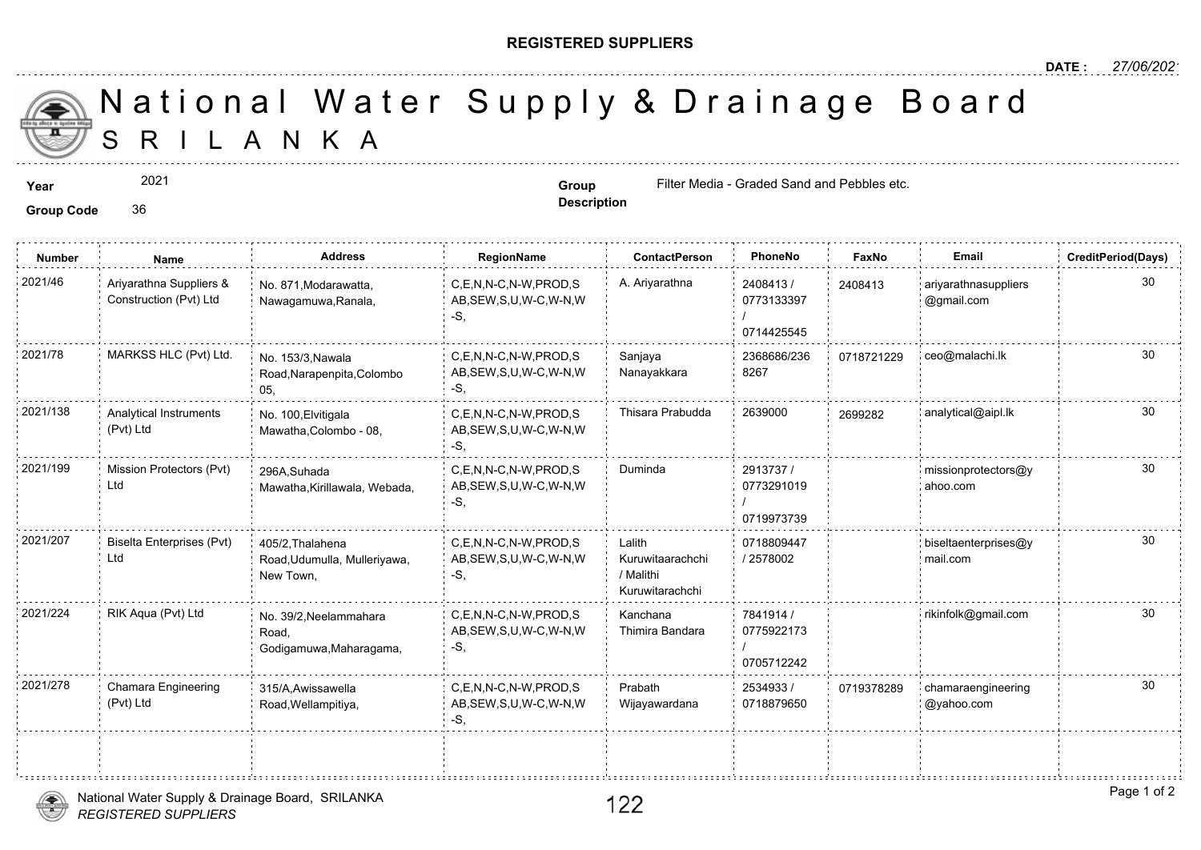**REGISTERED SUPPLIERS**

**DATE :** 27/06/2021

# National Water Supply & Drainage Board

# SRILANKA

**Year** 2021

**Group Code** 36

**Group Description** Filter Media - Graded Sand and Pebbles etc.

| Number | Name | Address | RegionName | ContactPerson | PhoneNo | FaxNo | Email | CreditPeriod(Days) |
|---|---|---|---|---|---|---|---|---|
| 2021/46 | Ariyarathna Suppliers & Construction (Pvt) Ltd | No. 871,Modarawatta, Nawagamuwa,Ranala, | C,E,N,N-C,N-W,PROD,SAB,SEW,S,U,W-C,W-N,W-S, | A. Ariyarathna | 2408413 / 0773133397 / 0714425545 | 2408413 | ariyarathnasuppliers@gmail.com | 30 |
| 2021/78 | MARKSS HLC (Pvt) Ltd. | No. 153/3,Nawala Road,Narapenpita,Colombo 05, | C,E,N,N-C,N-W,PROD,SAB,SEW,S,U,W-C,W-N,W-S, | Sanjaya Nanayakkara | 2368686/2368267 | 0718721229 | ceo@malachi.lk | 30 |
| 2021/138 | Analytical Instruments (Pvt) Ltd | No. 100,Elvitigala Mawatha,Colombo - 08, | C,E,N,N-C,N-W,PROD,SAB,SEW,S,U,W-C,W-N,W-S, | Thisara Prabudda | 2639000 | 2699282 | analytical@aipl.lk | 30 |
| 2021/199 | Mission Protectors (Pvt) Ltd | 296A,Suhada Mawatha,Kirillawala, Webada, | C,E,N,N-C,N-W,PROD,SAB,SEW,S,U,W-C,W-N,W-S, | Duminda | 2913737 / 0773291019 / 0719973739 | | missionprotectors@yahoo.com | 30 |
| 2021/207 | Biselta Enterprises (Pvt) Ltd | 405/2,Thalahena Road,Udumulla, Mulleriyawa, New Town, | C,E,N,N-C,N-W,PROD,SAB,SEW,S,U,W-C,W-N,W-S, | Lalith Kuruwitaarachchi / Malithi Kuruwitarachchi | 0718809447 / 2578002 | | biseltaenterprises@ymail.com | 30 |
| 2021/224 | RIK Aqua (Pvt) Ltd | No. 39/2,Neelammahara Road, Godigamuwa,Maharagama, | C,E,N,N-C,N-W,PROD,SAB,SEW,S,U,W-C,W-N,W-S, | Kanchana Thimira Bandara | 7841914 / 0775922173 / 0705712242 | | rikinfolk@gmail.com | 30 |
| 2021/278 | Chamara Engineering (Pvt) Ltd | 315/A,Awissawella Road,Wellampitiya, | C,E,N,N-C,N-W,PROD,SAB,SEW,S,U,W-C,W-N,W-S, | Prabath Wijayawardana | 2534933 / 0718879650 | 0719378289 | chamaraengineering@yahoo.com | 30 |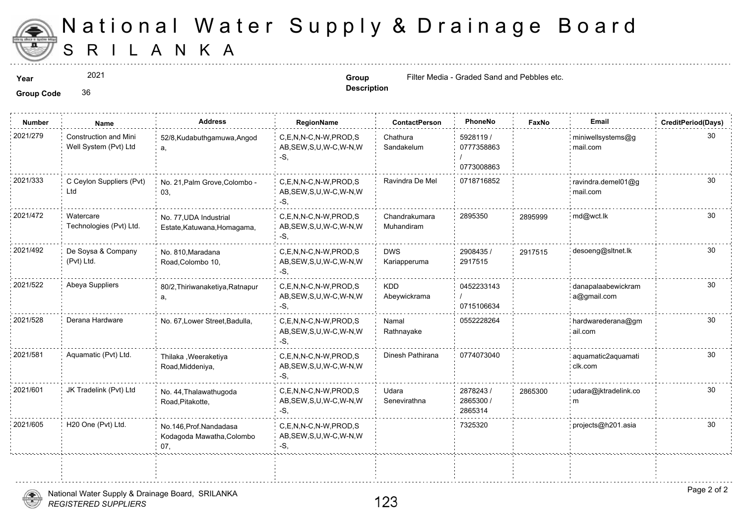# National Water Supply & Drainage Board
## SRILANKA

**Year** 2021

**Group Code** 36

**Group Description** Filter Media - Graded Sand and Pebbles etc.

| Number | Name | Address | RegionName | ContactPerson | PhoneNo | FaxNo | Email | CreditPeriod(Days) |
|---|---|---|---|---|---|---|---|---|
| 2021/279 | Construction and Mini Well System (Pvt) Ltd | 52/8,Kudabuthgamuwa,Angoda, | C,E,N,N-C,N-W,PROD,SAB,SEW,S,U,W-C,W-N,W-S, | Chathura Sandakelum | 5928119 / 0777358863 / 0773008863 | | miniwellsystems@gmail.com | 30 |
| 2021/333 | C Ceylon Suppliers (Pvt) Ltd | No. 21,Palm Grove,Colombo - 03, | C,E,N,N-C,N-W,PROD,SAB,SEW,S,U,W-C,W-N,W-S, | Ravindra De Mel | 0718716852 | | ravindra.demel01@gmail.com | 30 |
| 2021/472 | Watercare Technologies (Pvt) Ltd. | No. 77,UDA Industrial Estate,Katuwana,Homagama, | C,E,N,N-C,N-W,PROD,SAB,SEW,S,U,W-C,W-N,W-S, | Chandrakumara Muhandiram | 2895350 | 2895999 | md@wct.lk | 30 |
| 2021/492 | De Soysa & Company (Pvt) Ltd. | No. 810,Maradana Road,Colombo 10, | C,E,N,N-C,N-W,PROD,SAB,SEW,S,U,W-C,W-N,W-S, | DWS Kariapperuma | 2908435 / 2917515 | 2917515 | desoeng@sltnet.lk | 30 |
| 2021/522 | Abeya Suppliers | 80/2,Thiriwanaketiya,Ratnapura, | C,E,N,N-C,N-W,PROD,SAB,SEW,S,U,W-C,W-N,W-S, | KDD Abeywickrama | 0452233143 / 0715106634 | | danapalaabewickrama@gmail.com | 30 |
| 2021/528 | Derana Hardware | No. 67,Lower Street,Badulla, | C,E,N,N-C,N-W,PROD,SAB,SEW,S,U,W-C,W-N,W-S, | Namal Rathnayake | 0552228264 | | hardwarederana@gmail.com | 30 |
| 2021/581 | Aquamatic (Pvt) Ltd. | Thilaka ,Weeraketiya Road,Middeniya, | C,E,N,N-C,N-W,PROD,SAB,SEW,S,U,W-C,W-N,W-S, | Dinesh Pathirana | 0774073040 | | aquamatic2aquamaticlk.com | 30 |
| 2021/601 | JK Tradelink (Pvt) Ltd | No. 44,Thalawathugoda Road,Pitakotte, | C,E,N,N-C,N-W,PROD,SAB,SEW,S,U,W-C,W-N,W-S, | Udara Senevirathna | 2878243 / 2865300 / 2865314 | 2865300 | udara@jktradelink.com | 30 |
| 2021/605 | H20 One (Pvt) Ltd. | No.146,Prof.Nandadasa Kodagoda Mawatha,Colombo 07, | C,E,N,N-C,N-W,PROD,SAB,SEW,S,U,W-C,W-N,W-S, | | 7325320 | | projects@h201.asia | 30 |

National Water Supply & Drainage Board, SRILANKA
*REGISTERED SUPPLIERS*

123